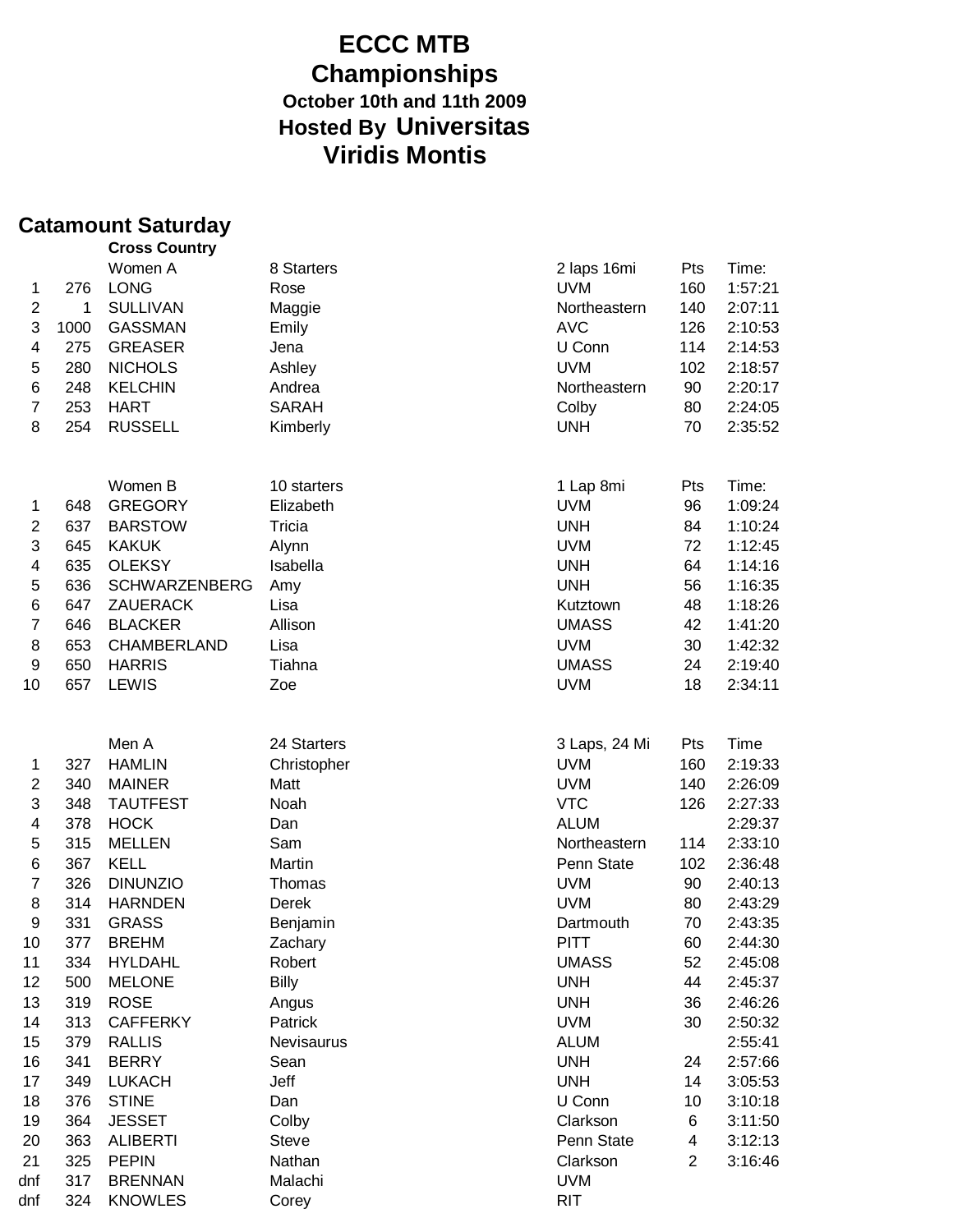# ECCC MTB Championships

### October 10th and 11th 2009

### Hosted By Universitas Viridis Montis

## Catamount Saturday

### Cross Country

| | | Women A | 8 Starters | 2 laps 16mi | Pts | Time: |
|---|---|---|---|---|---|---|
| 1 | 276 | LONG | Rose | UVM | 160 | 1:57:21 |
| 2 | 1 | SULLIVAN | Maggie | Northeastern | 140 | 2:07:11 |
| 3 | 1000 | GASSMAN | Emily | AVC | 126 | 2:10:53 |
| 4 | 275 | GREASER | Jena | U Conn | 114 | 2:14:53 |
| 5 | 280 | NICHOLS | Ashley | UVM | 102 | 2:18:57 |
| 6 | 248 | KELCHIN | Andrea | Northeastern | 90 | 2:20:17 |
| 7 | 253 | HART | SARAH | Colby | 80 | 2:24:05 |
| 8 | 254 | RUSSELL | Kimberly | UNH | 70 | 2:35:52 |

| | | Women B | 10 starters | 1 Lap 8mi | Pts | Time: |
|---|---|---|---|---|---|---|
| 1 | 648 | GREGORY | Elizabeth | UVM | 96 | 1:09:24 |
| 2 | 637 | BARSTOW | Tricia | UNH | 84 | 1:10:24 |
| 3 | 645 | KAKUK | Alynn | UVM | 72 | 1:12:45 |
| 4 | 635 | OLEKSY | Isabella | UNH | 64 | 1:14:16 |
| 5 | 636 | SCHWARZENBERG | Amy | UNH | 56 | 1:16:35 |
| 6 | 647 | ZAUERACK | Lisa | Kutztown | 48 | 1:18:26 |
| 7 | 646 | BLACKER | Allison | UMASS | 42 | 1:41:20 |
| 8 | 653 | CHAMBERLAND | Lisa | UVM | 30 | 1:42:32 |
| 9 | 650 | HARRIS | Tiahna | UMASS | 24 | 2:19:40 |
| 10 | 657 | LEWIS | Zoe | UVM | 18 | 2:34:11 |

| | | Men A | 24 Starters | 3 Laps, 24 Mi | Pts | Time |
|---|---|---|---|---|---|---|
| 1 | 327 | HAMLIN | Christopher | UVM | 160 | 2:19:33 |
| 2 | 340 | MAINER | Matt | UVM | 140 | 2:26:09 |
| 3 | 348 | TAUTFEST | Noah | VTC | 126 | 2:27:33 |
| 4 | 378 | HOCK | Dan | ALUM | | 2:29:37 |
| 5 | 315 | MELLEN | Sam | Northeastern | 114 | 2:33:10 |
| 6 | 367 | KELL | Martin | Penn State | 102 | 2:36:48 |
| 7 | 326 | DINUNZIO | Thomas | UVM | 90 | 2:40:13 |
| 8 | 314 | HARNDEN | Derek | UVM | 80 | 2:43:29 |
| 9 | 331 | GRASS | Benjamin | Dartmouth | 70 | 2:43:35 |
| 10 | 377 | BREHM | Zachary | PITT | 60 | 2:44:30 |
| 11 | 334 | HYLDAHL | Robert | UMASS | 52 | 2:45:08 |
| 12 | 500 | MELONE | Billy | UNH | 44 | 2:45:37 |
| 13 | 319 | ROSE | Angus | UNH | 36 | 2:46:26 |
| 14 | 313 | CAFFERKY | Patrick | UVM | 30 | 2:50:32 |
| 15 | 379 | RALLIS | Nevisaurus | ALUM | | 2:55:41 |
| 16 | 341 | BERRY | Sean | UNH | 24 | 2:57:66 |
| 17 | 349 | LUKACH | Jeff | UNH | 14 | 3:05:53 |
| 18 | 376 | STINE | Dan | U Conn | 10 | 3:10:18 |
| 19 | 364 | JESSET | Colby | Clarkson | 6 | 3:11:50 |
| 20 | 363 | ALIBERTI | Steve | Penn State | 4 | 3:12:13 |
| 21 | 325 | PEPIN | Nathan | Clarkson | 2 | 3:16:46 |
| dnf | 317 | BRENNAN | Malachi | UVM | | |
| dnf | 324 | KNOWLES | Corey | RIT | | |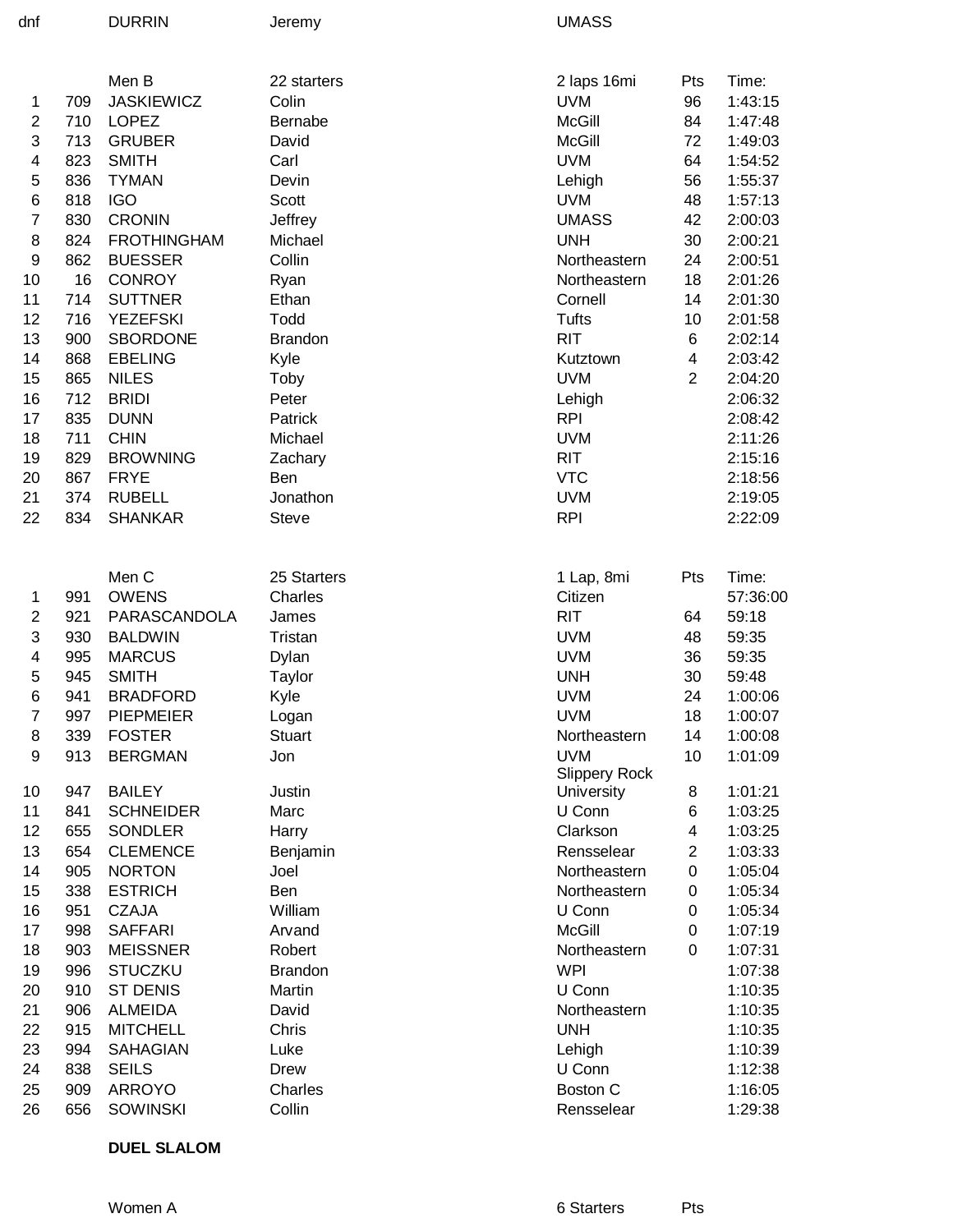| dnf | | DURRIN | Jeremy | UMASS | | |
|---|---|---|---|---|---|---|

| | | Men B | 22 starters | 2 laps 16mi | Pts | Time: |
|---|---|---|---|---|---|---|
| 1 | 709 | JASKIEWICZ | Colin | UVM | 96 | 1:43:15 |
| 2 | 710 | LOPEZ | Bernabe | McGill | 84 | 1:47:48 |
| 3 | 713 | GRUBER | David | McGill | 72 | 1:49:03 |
| 4 | 823 | SMITH | Carl | UVM | 64 | 1:54:52 |
| 5 | 836 | TYMAN | Devin | Lehigh | 56 | 1:55:37 |
| 6 | 818 | IGO | Scott | UVM | 48 | 1:57:13 |
| 7 | 830 | CRONIN | Jeffrey | UMASS | 42 | 2:00:03 |
| 8 | 824 | FROTHINGHAM | Michael | UNH | 30 | 2:00:21 |
| 9 | 862 | BUESSER | Collin | Northeastern | 24 | 2:00:51 |
| 10 | 16 | CONROY | Ryan | Northeastern | 18 | 2:01:26 |
| 11 | 714 | SUTTNER | Ethan | Cornell | 14 | 2:01:30 |
| 12 | 716 | YEZEFSKI | Todd | Tufts | 10 | 2:01:58 |
| 13 | 900 | SBORDONE | Brandon | RIT | 6 | 2:02:14 |
| 14 | 868 | EBELING | Kyle | Kutztown | 4 | 2:03:42 |
| 15 | 865 | NILES | Toby | UVM | 2 | 2:04:20 |
| 16 | 712 | BRIDI | Peter | Lehigh | | 2:06:32 |
| 17 | 835 | DUNN | Patrick | RPI | | 2:08:42 |
| 18 | 711 | CHIN | Michael | UVM | | 2:11:26 |
| 19 | 829 | BROWNING | Zachary | RIT | | 2:15:16 |
| 20 | 867 | FRYE | Ben | VTC | | 2:18:56 |
| 21 | 374 | RUBELL | Jonathon | UVM | | 2:19:05 |
| 22 | 834 | SHANKAR | Steve | RPI | | 2:22:09 |

| | | Men C | 25 Starters | 1 Lap, 8mi | Pts | Time: |
|---|---|---|---|---|---|---|
| 1 | 991 | OWENS | Charles | Citizen | | 57:36:00 |
| 2 | 921 | PARASCANDOLA | James | RIT | 64 | 59:18 |
| 3 | 930 | BALDWIN | Tristan | UVM | 48 | 59:35 |
| 4 | 995 | MARCUS | Dylan | UVM | 36 | 59:35 |
| 5 | 945 | SMITH | Taylor | UNH | 30 | 59:48 |
| 6 | 941 | BRADFORD | Kyle | UVM | 24 | 1:00:06 |
| 7 | 997 | PIEPMEIER | Logan | UVM | 18 | 1:00:07 |
| 8 | 339 | FOSTER | Stuart | Northeastern | 14 | 1:00:08 |
| 9 | 913 | BERGMAN | Jon | UVM | 10 | 1:01:09 |
| 10 | 947 | BAILEY | Justin | Slippery Rock University | 8 | 1:01:21 |
| 11 | 841 | SCHNEIDER | Marc | U Conn | 6 | 1:03:25 |
| 12 | 655 | SONDLER | Harry | Clarkson | 4 | 1:03:25 |
| 13 | 654 | CLEMENCE | Benjamin | Rensselear | 2 | 1:03:33 |
| 14 | 905 | NORTON | Joel | Northeastern | 0 | 1:05:04 |
| 15 | 338 | ESTRICH | Ben | Northeastern | 0 | 1:05:34 |
| 16 | 951 | CZAJA | William | U Conn | 0 | 1:05:34 |
| 17 | 998 | SAFFARI | Arvand | McGill | 0 | 1:07:19 |
| 18 | 903 | MEISSNER | Robert | Northeastern | 0 | 1:07:31 |
| 19 | 996 | STUCZKU | Brandon | WPI | | 1:07:38 |
| 20 | 910 | ST DENIS | Martin | U Conn | | 1:10:35 |
| 21 | 906 | ALMEIDA | David | Northeastern | | 1:10:35 |
| 22 | 915 | MITCHELL | Chris | UNH | | 1:10:35 |
| 23 | 994 | SAHAGIAN | Luke | Lehigh | | 1:10:39 |
| 24 | 838 | SEILS | Drew | U Conn | | 1:12:38 |
| 25 | 909 | ARROYO | Charles | Boston C | | 1:16:05 |
| 26 | 656 | SOWINSKI | Collin | Rensselear | | 1:29:38 |

**DUEL SLALOM**

| | | Women A | | 6 Starters | Pts |
|---|---|---|---|---|---|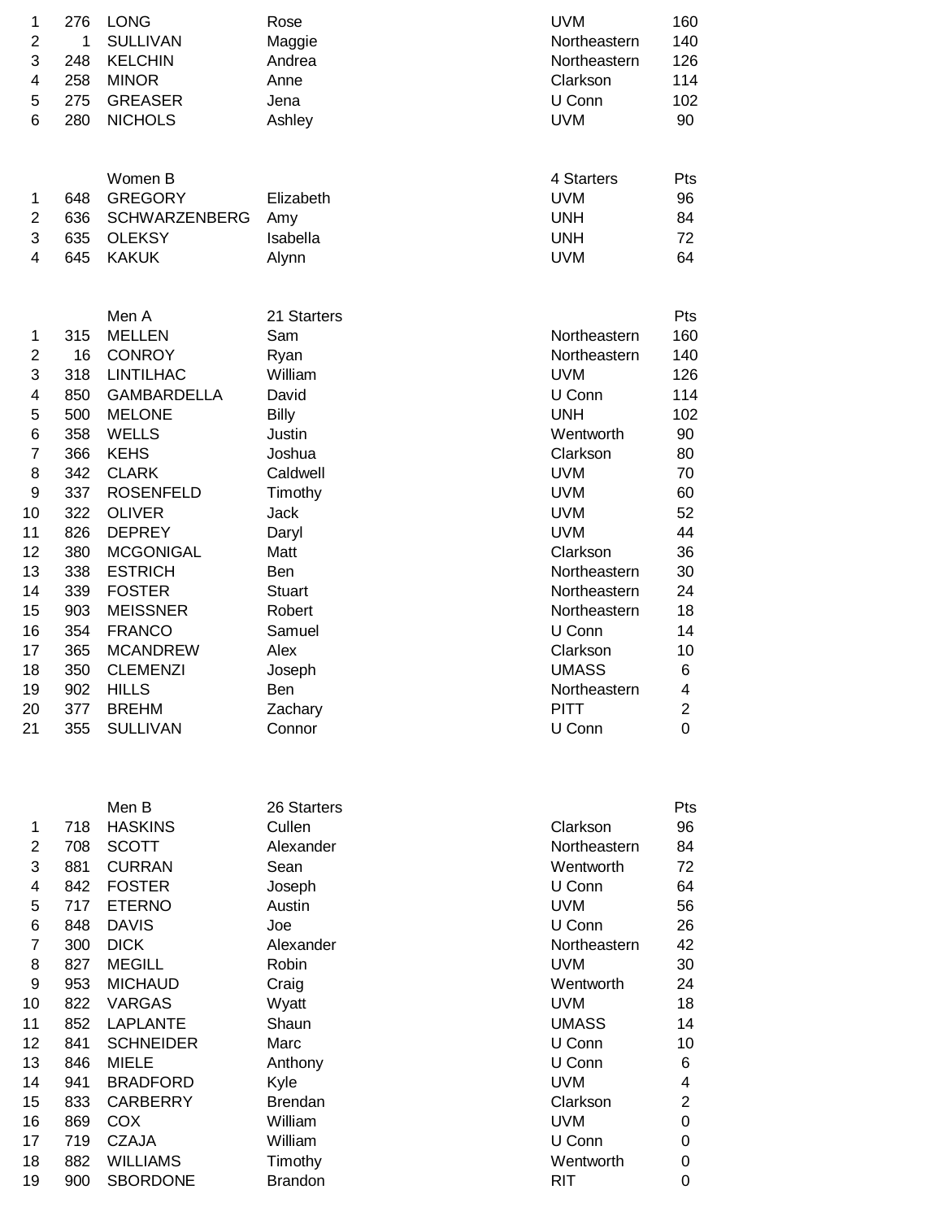| | | | | | |
|---|---|---|---|---|---|
| 1 | 276 | LONG | Rose | UVM | 160 |
| 2 | 1 | SULLIVAN | Maggie | Northeastern | 140 |
| 3 | 248 | KELCHIN | Andrea | Northeastern | 126 |
| 4 | 258 | MINOR | Anne | Clarkson | 114 |
| 5 | 275 | GREASER | Jena | U Conn | 102 |
| 6 | 280 | NICHOLS | Ashley | UVM | 90 |

| | | Women B | | 4 Starters | Pts |
|---|---|---|---|---|---|
| 1 | 648 | GREGORY | Elizabeth | UVM | 96 |
| 2 | 636 | SCHWARZENBERG | Amy | UNH | 84 |
| 3 | 635 | OLEKSY | Isabella | UNH | 72 |
| 4 | 645 | KAKUK | Alynn | UVM | 64 |

| | | Men A | 21 Starters | | Pts |
|---|---|---|---|---|---|
| 1 | 315 | MELLEN | Sam | Northeastern | 160 |
| 2 | 16 | CONROY | Ryan | Northeastern | 140 |
| 3 | 318 | LINTILHAC | William | UVM | 126 |
| 4 | 850 | GAMBARDELLA | David | U Conn | 114 |
| 5 | 500 | MELONE | Billy | UNH | 102 |
| 6 | 358 | WELLS | Justin | Wentworth | 90 |
| 7 | 366 | KEHS | Joshua | Clarkson | 80 |
| 8 | 342 | CLARK | Caldwell | UVM | 70 |
| 9 | 337 | ROSENFELD | Timothy | UVM | 60 |
| 10 | 322 | OLIVER | Jack | UVM | 52 |
| 11 | 826 | DEPREY | Daryl | UVM | 44 |
| 12 | 380 | MCGONIGAL | Matt | Clarkson | 36 |
| 13 | 338 | ESTRICH | Ben | Northeastern | 30 |
| 14 | 339 | FOSTER | Stuart | Northeastern | 24 |
| 15 | 903 | MEISSNER | Robert | Northeastern | 18 |
| 16 | 354 | FRANCO | Samuel | U Conn | 14 |
| 17 | 365 | MCANDREW | Alex | Clarkson | 10 |
| 18 | 350 | CLEMENZI | Joseph | UMASS | 6 |
| 19 | 902 | HILLS | Ben | Northeastern | 4 |
| 20 | 377 | BREHM | Zachary | PITT | 2 |
| 21 | 355 | SULLIVAN | Connor | U Conn | 0 |

| | | Men B | 26 Starters | | Pts |
|---|---|---|---|---|---|
| 1 | 718 | HASKINS | Cullen | Clarkson | 96 |
| 2 | 708 | SCOTT | Alexander | Northeastern | 84 |
| 3 | 881 | CURRAN | Sean | Wentworth | 72 |
| 4 | 842 | FOSTER | Joseph | U Conn | 64 |
| 5 | 717 | ETERNO | Austin | UVM | 56 |
| 6 | 848 | DAVIS | Joe | U Conn | 26 |
| 7 | 300 | DICK | Alexander | Northeastern | 42 |
| 8 | 827 | MEGILL | Robin | UVM | 30 |
| 9 | 953 | MICHAUD | Craig | Wentworth | 24 |
| 10 | 822 | VARGAS | Wyatt | UVM | 18 |
| 11 | 852 | LAPLANTE | Shaun | UMASS | 14 |
| 12 | 841 | SCHNEIDER | Marc | U Conn | 10 |
| 13 | 846 | MIELE | Anthony | U Conn | 6 |
| 14 | 941 | BRADFORD | Kyle | UVM | 4 |
| 15 | 833 | CARBERRY | Brendan | Clarkson | 2 |
| 16 | 869 | COX | William | UVM | 0 |
| 17 | 719 | CZAJA | William | U Conn | 0 |
| 18 | 882 | WILLIAMS | Timothy | Wentworth | 0 |
| 19 | 900 | SBORDONE | Brandon | RIT | 0 |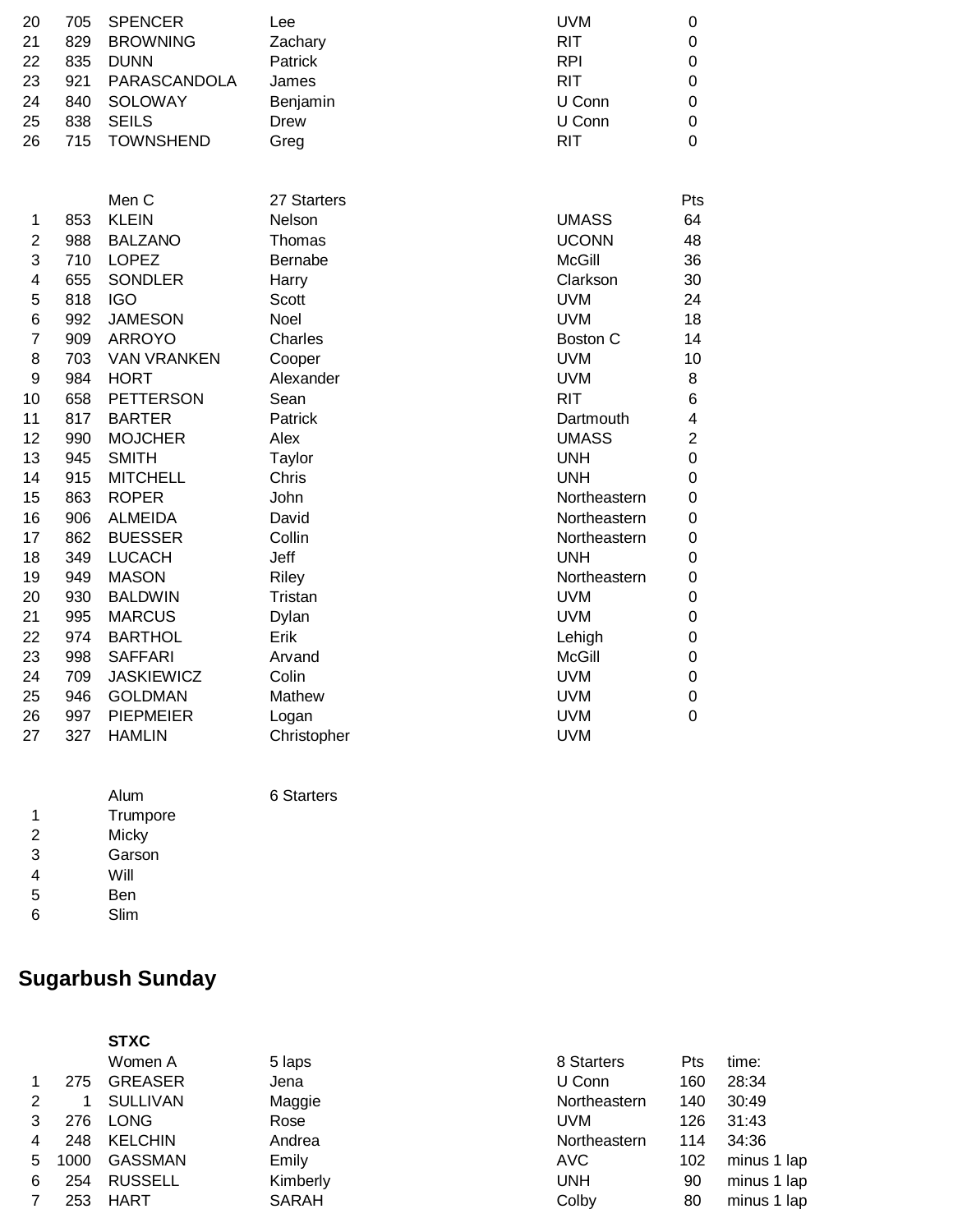| | | | | | |
|---|---|---|---|---|---|
| 20 | 705 | SPENCER | Lee | UVM | 0 |
| 21 | 829 | BROWNING | Zachary | RIT | 0 |
| 22 | 835 | DUNN | Patrick | RPI | 0 |
| 23 | 921 | PARASCANDOLA | James | RIT | 0 |
| 24 | 840 | SOLOWAY | Benjamin | U Conn | 0 |
| 25 | 838 | SEILS | Drew | U Conn | 0 |
| 26 | 715 | TOWNSHEND | Greg | RIT | 0 |

| | | Men C | 27 Starters | | Pts |
|---|---|---|---|---|---|
| 1 | 853 | KLEIN | Nelson | UMASS | 64 |
| 2 | 988 | BALZANO | Thomas | UCONN | 48 |
| 3 | 710 | LOPEZ | Bernabe | McGill | 36 |
| 4 | 655 | SONDLER | Harry | Clarkson | 30 |
| 5 | 818 | IGO | Scott | UVM | 24 |
| 6 | 992 | JAMESON | Noel | UVM | 18 |
| 7 | 909 | ARROYO | Charles | Boston C | 14 |
| 8 | 703 | VAN VRANKEN | Cooper | UVM | 10 |
| 9 | 984 | HORT | Alexander | UVM | 8 |
| 10 | 658 | PETTERSON | Sean | RIT | 6 |
| 11 | 817 | BARTER | Patrick | Dartmouth | 4 |
| 12 | 990 | MOJCHER | Alex | UMASS | 2 |
| 13 | 945 | SMITH | Taylor | UNH | 0 |
| 14 | 915 | MITCHELL | Chris | UNH | 0 |
| 15 | 863 | ROPER | John | Northeastern | 0 |
| 16 | 906 | ALMEIDA | David | Northeastern | 0 |
| 17 | 862 | BUESSER | Collin | Northeastern | 0 |
| 18 | 349 | LUCACH | Jeff | UNH | 0 |
| 19 | 949 | MASON | Riley | Northeastern | 0 |
| 20 | 930 | BALDWIN | Tristan | UVM | 0 |
| 21 | 995 | MARCUS | Dylan | UVM | 0 |
| 22 | 974 | BARTHOL | Erik | Lehigh | 0 |
| 23 | 998 | SAFFARI | Arvand | McGill | 0 |
| 24 | 709 | JASKIEWICZ | Colin | UVM | 0 |
| 25 | 946 | GOLDMAN | Mathew | UVM | 0 |
| 26 | 997 | PIEPMEIER | Logan | UVM | 0 |
| 27 | 327 | HAMLIN | Christopher | UVM | |

| | Alum | 6 Starters |
|---|---|---|
| 1 | Trumpore | |
| 2 | Micky | |
| 3 | Garson | |
| 4 | Will | |
| 5 | Ben | |
| 6 | Slim | |

## Sugarbush Sunday

**STXC**

| | | Women A | 5 laps | 8 Starters | Pts | time: |
|---|---|---|---|---|---|---|
| 1 | 275 | GREASER | Jena | U Conn | 160 | 28:34 |
| 2 | 1 | SULLIVAN | Maggie | Northeastern | 140 | 30:49 |
| 3 | 276 | LONG | Rose | UVM | 126 | 31:43 |
| 4 | 248 | KELCHIN | Andrea | Northeastern | 114 | 34:36 |
| 5 | 1000 | GASSMAN | Emily | AVC | 102 | minus 1 lap |
| 6 | 254 | RUSSELL | Kimberly | UNH | 90 | minus 1 lap |
| 7 | 253 | HART | SARAH | Colby | 80 | minus 1 lap |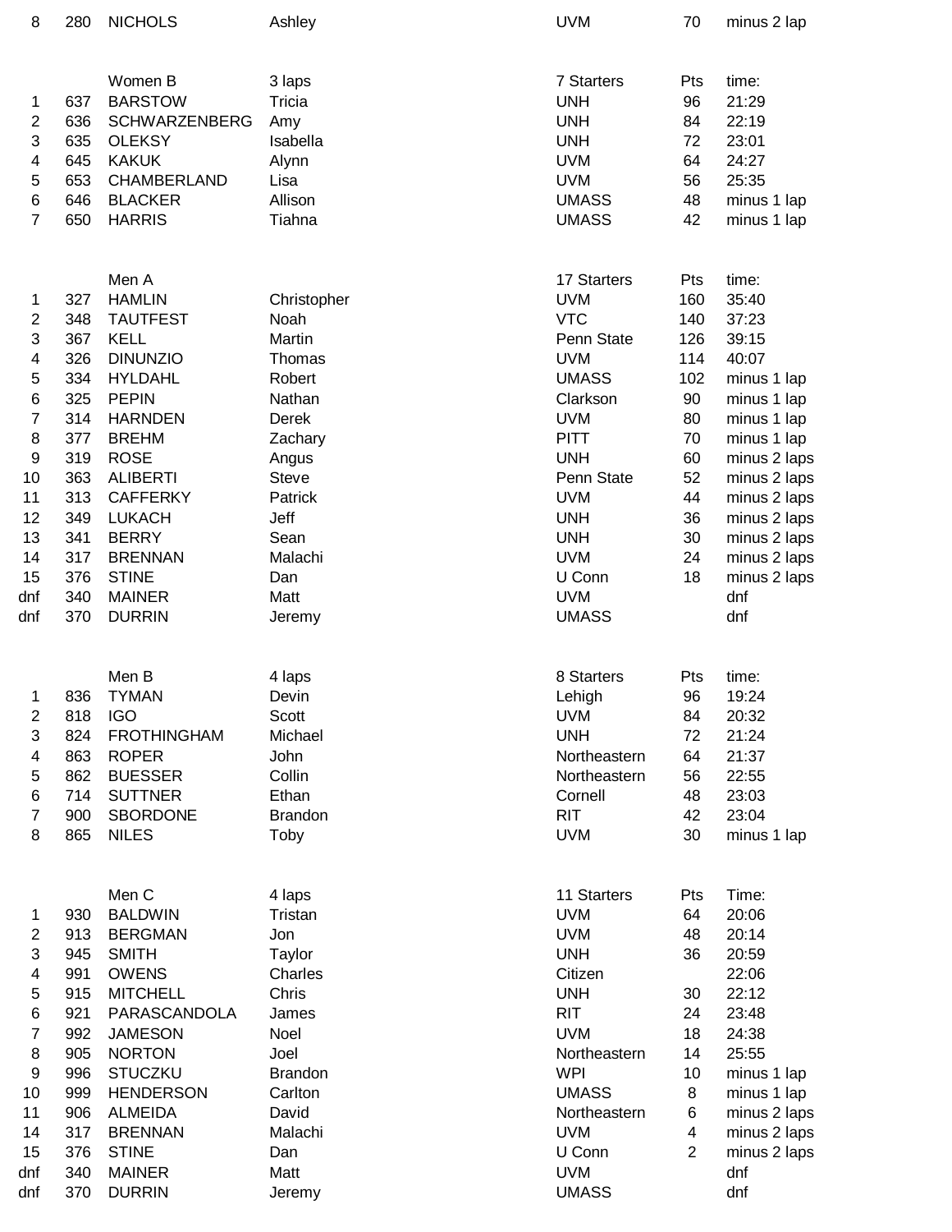| 8 | 280 | NICHOLS | Ashley | UVM | 70 | minus 2 lap |
|---|---|---|---|---|---|---|

| | | Women B | 3 laps | 7 Starters | Pts | time: |
|---|---|---|---|---|---|---|
| 1 | 637 | BARSTOW | Tricia | UNH | 96 | 21:29 |
| 2 | 636 | SCHWARZENBERG | Amy | UNH | 84 | 22:19 |
| 3 | 635 | OLEKSY | Isabella | UNH | 72 | 23:01 |
| 4 | 645 | KAKUK | Alynn | UVM | 64 | 24:27 |
| 5 | 653 | CHAMBERLAND | Lisa | UVM | 56 | 25:35 |
| 6 | 646 | BLACKER | Allison | UMASS | 48 | minus 1 lap |
| 7 | 650 | HARRIS | Tiahna | UMASS | 42 | minus 1 lap |

| | | Men A | | 17 Starters | Pts | time: |
|---|---|---|---|---|---|---|
| 1 | 327 | HAMLIN | Christopher | UVM | 160 | 35:40 |
| 2 | 348 | TAUTFEST | Noah | VTC | 140 | 37:23 |
| 3 | 367 | KELL | Martin | Penn State | 126 | 39:15 |
| 4 | 326 | DINUNZIO | Thomas | UVM | 114 | 40:07 |
| 5 | 334 | HYLDAHL | Robert | UMASS | 102 | minus 1 lap |
| 6 | 325 | PEPIN | Nathan | Clarkson | 90 | minus 1 lap |
| 7 | 314 | HARNDEN | Derek | UVM | 80 | minus 1 lap |
| 8 | 377 | BREHM | Zachary | PITT | 70 | minus 1 lap |
| 9 | 319 | ROSE | Angus | UNH | 60 | minus 2 laps |
| 10 | 363 | ALIBERTI | Steve | Penn State | 52 | minus 2 laps |
| 11 | 313 | CAFFERKY | Patrick | UVM | 44 | minus 2 laps |
| 12 | 349 | LUKACH | Jeff | UNH | 36 | minus 2 laps |
| 13 | 341 | BERRY | Sean | UNH | 30 | minus 2 laps |
| 14 | 317 | BRENNAN | Malachi | UVM | 24 | minus 2 laps |
| 15 | 376 | STINE | Dan | U Conn | 18 | minus 2 laps |
| dnf | 340 | MAINER | Matt | UVM | | dnf |
| dnf | 370 | DURRIN | Jeremy | UMASS | | dnf |

| | | Men B | 4 laps | 8 Starters | Pts | time: |
|---|---|---|---|---|---|---|
| 1 | 836 | TYMAN | Devin | Lehigh | 96 | 19:24 |
| 2 | 818 | IGO | Scott | UVM | 84 | 20:32 |
| 3 | 824 | FROTHINGHAM | Michael | UNH | 72 | 21:24 |
| 4 | 863 | ROPER | John | Northeastern | 64 | 21:37 |
| 5 | 862 | BUESSER | Collin | Northeastern | 56 | 22:55 |
| 6 | 714 | SUTTNER | Ethan | Cornell | 48 | 23:03 |
| 7 | 900 | SBORDONE | Brandon | RIT | 42 | 23:04 |
| 8 | 865 | NILES | Toby | UVM | 30 | minus 1 lap |

| | | Men C | 4 laps | 11 Starters | Pts | Time: |
|---|---|---|---|---|---|---|
| 1 | 930 | BALDWIN | Tristan | UVM | 64 | 20:06 |
| 2 | 913 | BERGMAN | Jon | UVM | 48 | 20:14 |
| 3 | 945 | SMITH | Taylor | UNH | 36 | 20:59 |
| 4 | 991 | OWENS | Charles | Citizen | | 22:06 |
| 5 | 915 | MITCHELL | Chris | UNH | 30 | 22:12 |
| 6 | 921 | PARASCANDOLA | James | RIT | 24 | 23:48 |
| 7 | 992 | JAMESON | Noel | UVM | 18 | 24:38 |
| 8 | 905 | NORTON | Joel | Northeastern | 14 | 25:55 |
| 9 | 996 | STUCZKU | Brandon | WPI | 10 | minus 1 lap |
| 10 | 999 | HENDERSON | Carlton | UMASS | 8 | minus 1 lap |
| 11 | 906 | ALMEIDA | David | Northeastern | 6 | minus 2 laps |
| 14 | 317 | BRENNAN | Malachi | UVM | 4 | minus 2 laps |
| 15 | 376 | STINE | Dan | U Conn | 2 | minus 2 laps |
| dnf | 340 | MAINER | Matt | UVM | | dnf |
| dnf | 370 | DURRIN | Jeremy | UMASS | | dnf |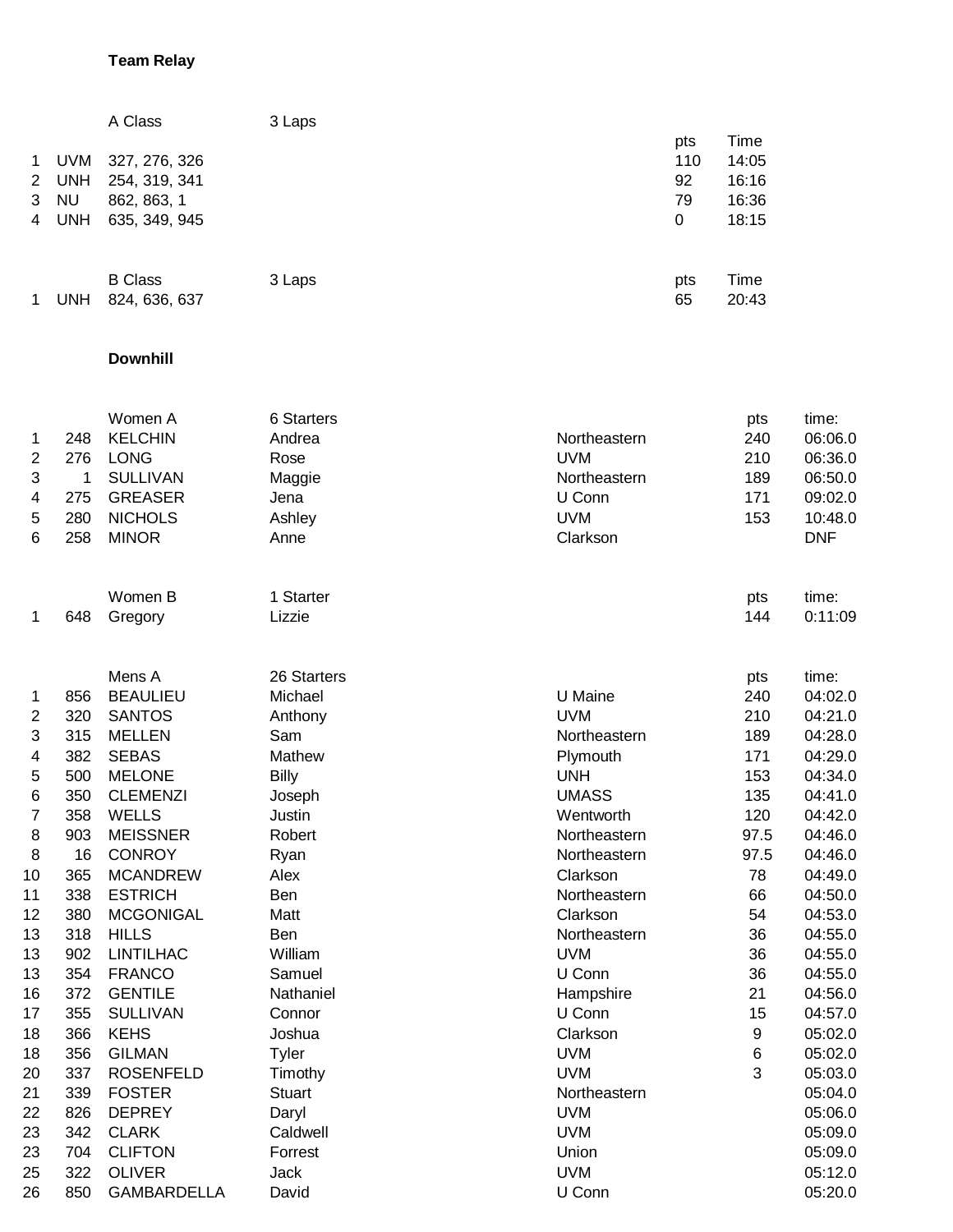**Team Relay**

| | | A Class | 3 Laps | pts | Time |
|---|---|---|---|---|---|
| 1 | UVM | 327, 276, 326 | | 110 | 14:05 |
| 2 | UNH | 254, 319, 341 | | 92 | 16:16 |
| 3 | NU | 862, 863, 1 | | 79 | 16:36 |
| 4 | UNH | 635, 349, 945 | | 0 | 18:15 |

| | | B Class | 3 Laps | pts | Time |
|---|---|---|---|---|---|
| 1 | UNH | 824, 636, 637 | | 65 | 20:43 |

**Downhill**

| | | Women A | 6 Starters | | pts | time: |
|---|---|---|---|---|---|---|
| 1 | 248 | KELCHIN | Andrea | Northeastern | 240 | 06:06.0 |
| 2 | 276 | LONG | Rose | UVM | 210 | 06:36.0 |
| 3 | 1 | SULLIVAN | Maggie | Northeastern | 189 | 06:50.0 |
| 4 | 275 | GREASER | Jena | U Conn | 171 | 09:02.0 |
| 5 | 280 | NICHOLS | Ashley | UVM | 153 | 10:48.0 |
| 6 | 258 | MINOR | Anne | Clarkson | | DNF |

| | | Women B | 1 Starter | | pts | time: |
|---|---|---|---|---|---|---|
| 1 | 648 | Gregory | Lizzie | | 144 | 0:11:09 |

| | | Mens A | 26 Starters | | pts | time: |
|---|---|---|---|---|---|---|
| 1 | 856 | BEAULIEU | Michael | U Maine | 240 | 04:02.0 |
| 2 | 320 | SANTOS | Anthony | UVM | 210 | 04:21.0 |
| 3 | 315 | MELLEN | Sam | Northeastern | 189 | 04:28.0 |
| 4 | 382 | SEBAS | Mathew | Plymouth | 171 | 04:29.0 |
| 5 | 500 | MELONE | Billy | UNH | 153 | 04:34.0 |
| 6 | 350 | CLEMENZI | Joseph | UMASS | 135 | 04:41.0 |
| 7 | 358 | WELLS | Justin | Wentworth | 120 | 04:42.0 |
| 8 | 903 | MEISSNER | Robert | Northeastern | 97.5 | 04:46.0 |
| 8 | 16 | CONROY | Ryan | Northeastern | 97.5 | 04:46.0 |
| 10 | 365 | MCANDREW | Alex | Clarkson | 78 | 04:49.0 |
| 11 | 338 | ESTRICH | Ben | Northeastern | 66 | 04:50.0 |
| 12 | 380 | MCGONIGAL | Matt | Clarkson | 54 | 04:53.0 |
| 13 | 318 | HILLS | Ben | Northeastern | 36 | 04:55.0 |
| 13 | 902 | LINTILHAC | William | UVM | 36 | 04:55.0 |
| 13 | 354 | FRANCO | Samuel | U Conn | 36 | 04:55.0 |
| 16 | 372 | GENTILE | Nathaniel | Hampshire | 21 | 04:56.0 |
| 17 | 355 | SULLIVAN | Connor | U Conn | 15 | 04:57.0 |
| 18 | 366 | KEHS | Joshua | Clarkson | 9 | 05:02.0 |
| 18 | 356 | GILMAN | Tyler | UVM | 6 | 05:02.0 |
| 20 | 337 | ROSENFELD | Timothy | UVM | 3 | 05:03.0 |
| 21 | 339 | FOSTER | Stuart | Northeastern | | 05:04.0 |
| 22 | 826 | DEPREY | Daryl | UVM | | 05:06.0 |
| 23 | 342 | CLARK | Caldwell | UVM | | 05:09.0 |
| 23 | 704 | CLIFTON | Forrest | Union | | 05:09.0 |
| 25 | 322 | OLIVER | Jack | UVM | | 05:12.0 |
| 26 | 850 | GAMBARDELLA | David | U Conn | | 05:20.0 |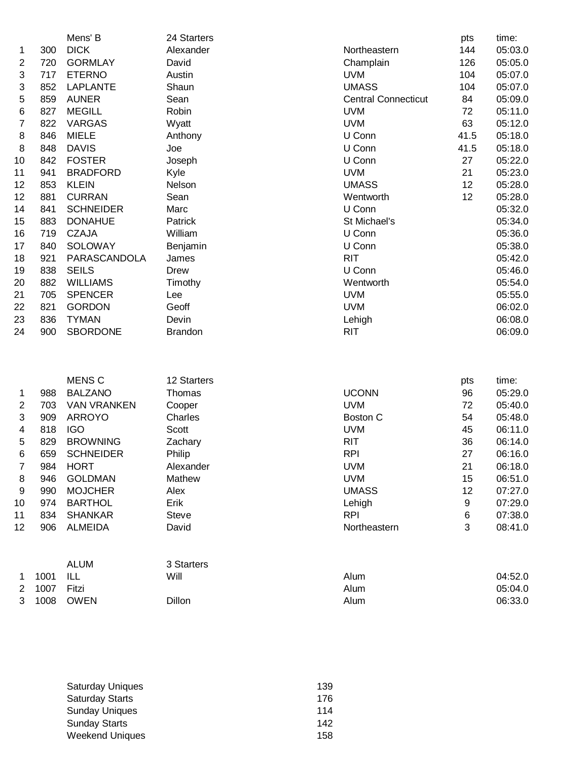| | | Mens' B | 24 Starters | | pts | time: |
|---|---|---|---|---|---|---|
| 1 | 300 | DICK | Alexander | Northeastern | 144 | 05:03.0 |
| 2 | 720 | GORMLAY | David | Champlain | 126 | 05:05.0 |
| 3 | 717 | ETERNO | Austin | UVM | 104 | 05:07.0 |
| 3 | 852 | LAPLANTE | Shaun | UMASS | 104 | 05:07.0 |
| 5 | 859 | AUNER | Sean | Central Connecticut | 84 | 05:09.0 |
| 6 | 827 | MEGILL | Robin | UVM | 72 | 05:11.0 |
| 7 | 822 | VARGAS | Wyatt | UVM | 63 | 05:12.0 |
| 8 | 846 | MIELE | Anthony | U Conn | 41.5 | 05:18.0 |
| 8 | 848 | DAVIS | Joe | U Conn | 41.5 | 05:18.0 |
| 10 | 842 | FOSTER | Joseph | U Conn | 27 | 05:22.0 |
| 11 | 941 | BRADFORD | Kyle | UVM | 21 | 05:23.0 |
| 12 | 853 | KLEIN | Nelson | UMASS | 12 | 05:28.0 |
| 12 | 881 | CURRAN | Sean | Wentworth | 12 | 05:28.0 |
| 14 | 841 | SCHNEIDER | Marc | U Conn | | 05:32.0 |
| 15 | 883 | DONAHUE | Patrick | St Michael's | | 05:34.0 |
| 16 | 719 | CZAJA | William | U Conn | | 05:36.0 |
| 17 | 840 | SOLOWAY | Benjamin | U Conn | | 05:38.0 |
| 18 | 921 | PARASCANDOLA | James | RIT | | 05:42.0 |
| 19 | 838 | SEILS | Drew | U Conn | | 05:46.0 |
| 20 | 882 | WILLIAMS | Timothy | Wentworth | | 05:54.0 |
| 21 | 705 | SPENCER | Lee | UVM | | 05:55.0 |
| 22 | 821 | GORDON | Geoff | UVM | | 06:02.0 |
| 23 | 836 | TYMAN | Devin | Lehigh | | 06:08.0 |
| 24 | 900 | SBORDONE | Brandon | RIT | | 06:09.0 |

| | | MENS C | 12 Starters | | pts | time: |
|---|---|---|---|---|---|---|
| 1 | 988 | BALZANO | Thomas | UCONN | 96 | 05:29.0 |
| 2 | 703 | VAN VRANKEN | Cooper | UVM | 72 | 05:40.0 |
| 3 | 909 | ARROYO | Charles | Boston C | 54 | 05:48.0 |
| 4 | 818 | IGO | Scott | UVM | 45 | 06:11.0 |
| 5 | 829 | BROWNING | Zachary | RIT | 36 | 06:14.0 |
| 6 | 659 | SCHNEIDER | Philip | RPI | 27 | 06:16.0 |
| 7 | 984 | HORT | Alexander | UVM | 21 | 06:18.0 |
| 8 | 946 | GOLDMAN | Mathew | UVM | 15 | 06:51.0 |
| 9 | 990 | MOJCHER | Alex | UMASS | 12 | 07:27.0 |
| 10 | 974 | BARTHOL | Erik | Lehigh | 9 | 07:29.0 |
| 11 | 834 | SHANKAR | Steve | RPI | 6 | 07:38.0 |
| 12 | 906 | ALMEIDA | David | Northeastern | 3 | 08:41.0 |

| | | ALUM | 3 Starters | | | |
|---|---|---|---|---|---|---|
| 1 | 1001 | ILL | Will | Alum | | 04:52.0 |
| 2 | 1007 | Fitzi | | Alum | | 05:04.0 |
| 3 | 1008 | OWEN | Dillon | Alum | | 06:33.0 |

| | |
|---|---|
| Saturday Uniques | 139 |
| Saturday Starts | 176 |
| Sunday Uniques | 114 |
| Sunday Starts | 142 |
| Weekend Uniques | 158 |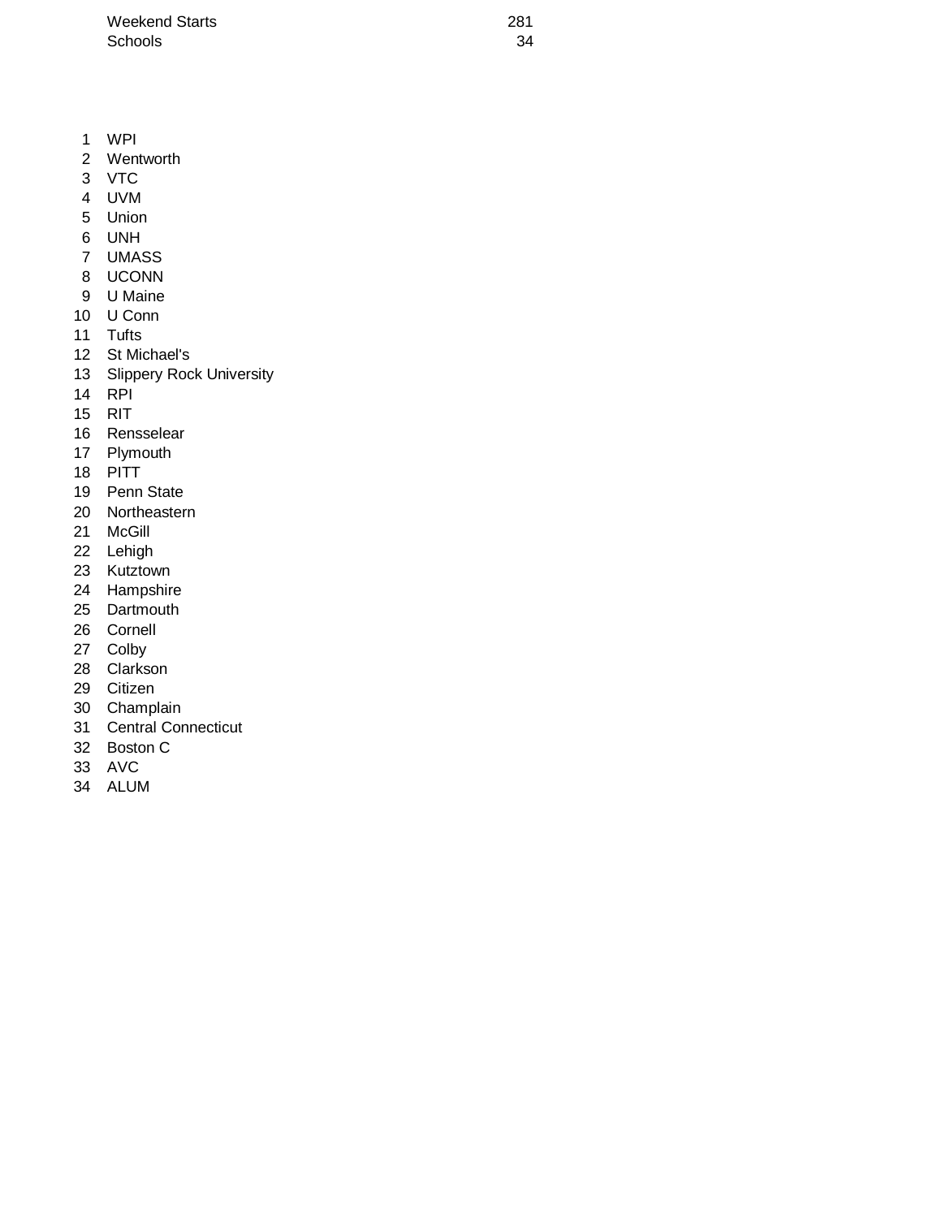| | |
|---|---|
| Weekend Starts | 281 |
| Schools | 34 |

| | |
|---|---|
| 1 | WPI |
| 2 | Wentworth |
| 3 | VTC |
| 4 | UVM |
| 5 | Union |
| 6 | UNH |
| 7 | UMASS |
| 8 | UCONN |
| 9 | U Maine |
| 10 | U Conn |
| 11 | Tufts |
| 12 | St Michael's |
| 13 | Slippery Rock University |
| 14 | RPI |
| 15 | RIT |
| 16 | Rensselear |
| 17 | Plymouth |
| 18 | PITT |
| 19 | Penn State |
| 20 | Northeastern |
| 21 | McGill |
| 22 | Lehigh |
| 23 | Kutztown |
| 24 | Hampshire |
| 25 | Dartmouth |
| 26 | Cornell |
| 27 | Colby |
| 28 | Clarkson |
| 29 | Citizen |
| 30 | Champlain |
| 31 | Central Connecticut |
| 32 | Boston C |
| 33 | AVC |
| 34 | ALUM |